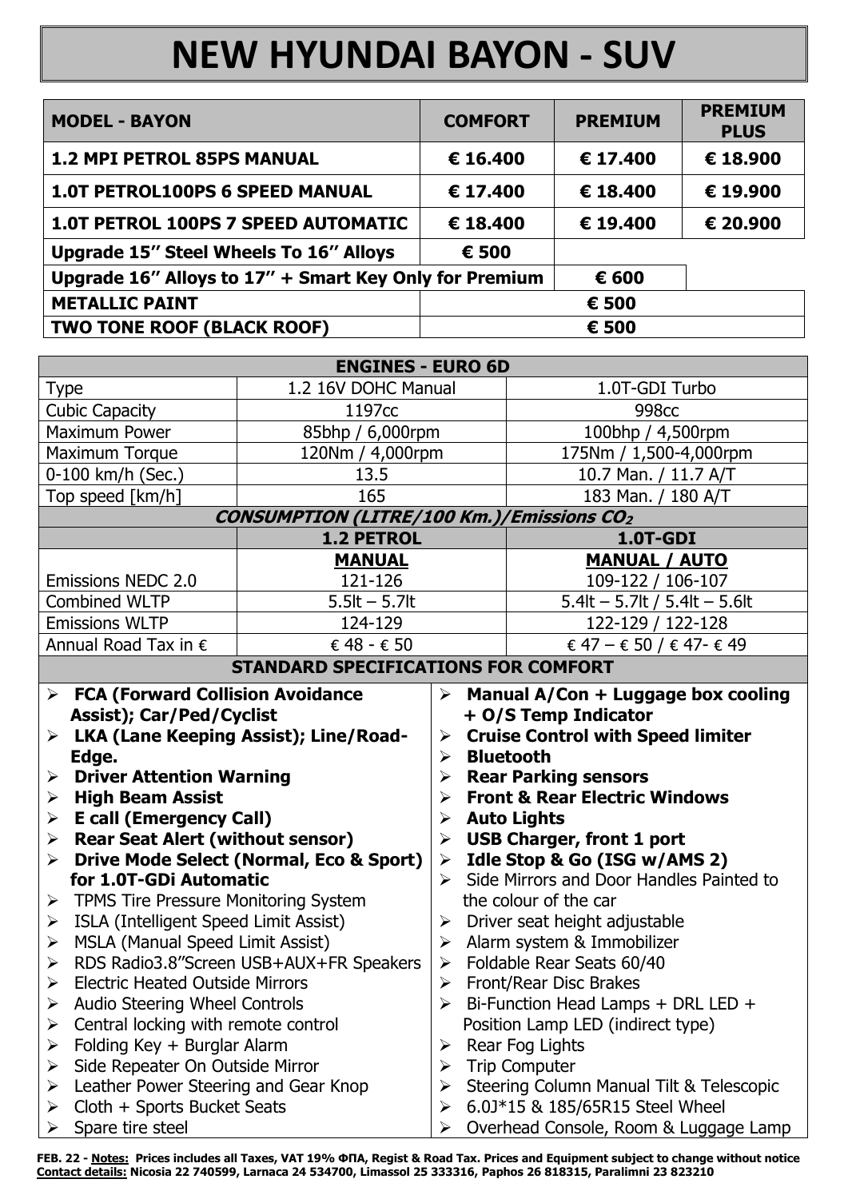# NEW HYUNDAI BAYON - SUV

| MODEL - BAYON | COMFORT | PREMIUM | PREMIUM PLUS |
|---|---|---|---|
| **1.2 MPI PETROL 85PS MANUAL** | € 16.400 | € 17.400 | € 18.900 |
| **1.0T PETROL100PS 6 SPEED MANUAL** | € 17.400 | € 18.400 | € 19.900 |
| **1.0T PETROL 100PS 7 SPEED AUTOMATIC** | € 18.400 | € 19.400 | € 20.900 |
| **Upgrade 15'' Steel Wheels To 16'' Alloys** | € 500 | | |
| **Upgrade 16'' Alloys to 17'' + Smart Key Only for Premium** | | € 600 | |
| **METALLIC PAINT** | € 500 | | |
| **TWO TONE ROOF (BLACK ROOF)** | € 500 | | |

| ENGINES - EURO 6D | | |
|---|---|---|
| Type | 1.2 16V DOHC Manual | 1.0T-GDI Turbo |
| Cubic Capacity | 1197cc | 998cc |
| Maximum Power | 85bhp / 6,000rpm | 100bhp / 4,500rpm |
| Maximum Torque | 120Nm / 4,000rpm | 175Nm / 1,500-4,000rpm |
| 0-100 km/h (Sec.) | 13.5 | 10.7 Man. / 11.7 A/T |
| Top speed [km/h] | 165 | 183 Man. / 180 A/T |
| ***CONSUMPTION (LITRE/100 Km.)/Emissions $CO_2$*** | | |
| | **1.2 PETROL** | **1.0T-GDI** |
| | **MANUAL** | **MANUAL / AUTO** |
| Emissions NEDC 2.0 | 121-126 | 109-122 / 106-107 |
| Combined WLTP | 5.5lt – 5.7lt | 5.4lt – 5.7lt / 5.4lt – 5.6lt |
| Emissions WLTP | 124-129 | 122-129 / 122-128 |
| Annual Road Tax in € | € 48 - € 50 | € 47 – € 50 / € 47- € 49 |

## STANDARD SPECIFICATIONS FOR COMFORT

- **FCA (Forward Collision Avoidance Assist); Car/Ped/Cyclist**
- **LKA (Lane Keeping Assist); Line/Road-Edge.**
- **Driver Attention Warning**
- **High Beam Assist**
- **E call (Emergency Call)**
- **Rear Seat Alert (without sensor)**
- **Drive Mode Select (Normal, Eco & Sport) for 1.0T-GDi Automatic**
- TPMS Tire Pressure Monitoring System
- ISLA (Intelligent Speed Limit Assist)
- MSLA (Manual Speed Limit Assist)
- RDS Radio3.8"Screen USB+AUX+FR Speakers
- Electric Heated Outside Mirrors
- Audio Steering Wheel Controls
- Central locking with remote control
- Folding Key + Burglar Alarm
- Side Repeater On Outside Mirror
- Leather Power Steering and Gear Knop
- Cloth + Sports Bucket Seats
- Spare tire steel
- **Manual A/Con + Luggage box cooling + O/S Temp Indicator**
- **Cruise Control with Speed limiter**
- **Bluetooth**
- **Rear Parking sensors**
- **Front & Rear Electric Windows**
- **Auto Lights**
- **USB Charger, front 1 port**
- **Idle Stop & Go (ISG w/AMS 2)**
- Side Mirrors and Door Handles Painted to the colour of the car
- Driver seat height adjustable
- Alarm system & Immobilizer
- Foldable Rear Seats 60/40
- Front/Rear Disc Brakes
- Bi-Function Head Lamps + DRL LED + Position Lamp LED (indirect type)
- Rear Fog Lights
- Trip Computer
- Steering Column Manual Tilt & Telescopic
- 6.0J*15 & 185/65R15 Steel Wheel
- Overhead Console, Room & Luggage Lamp

**FEB. 22 - Notes: Prices includes all Taxes, VAT 19% ΦΠΑ, Regist & Road Tax. Prices and Equipment subject to change without notice**
**Contact details: Nicosia 22 740599, Larnaca 24 534700, Limassol 25 333316, Paphos 26 818315, Paralimni 23 823210**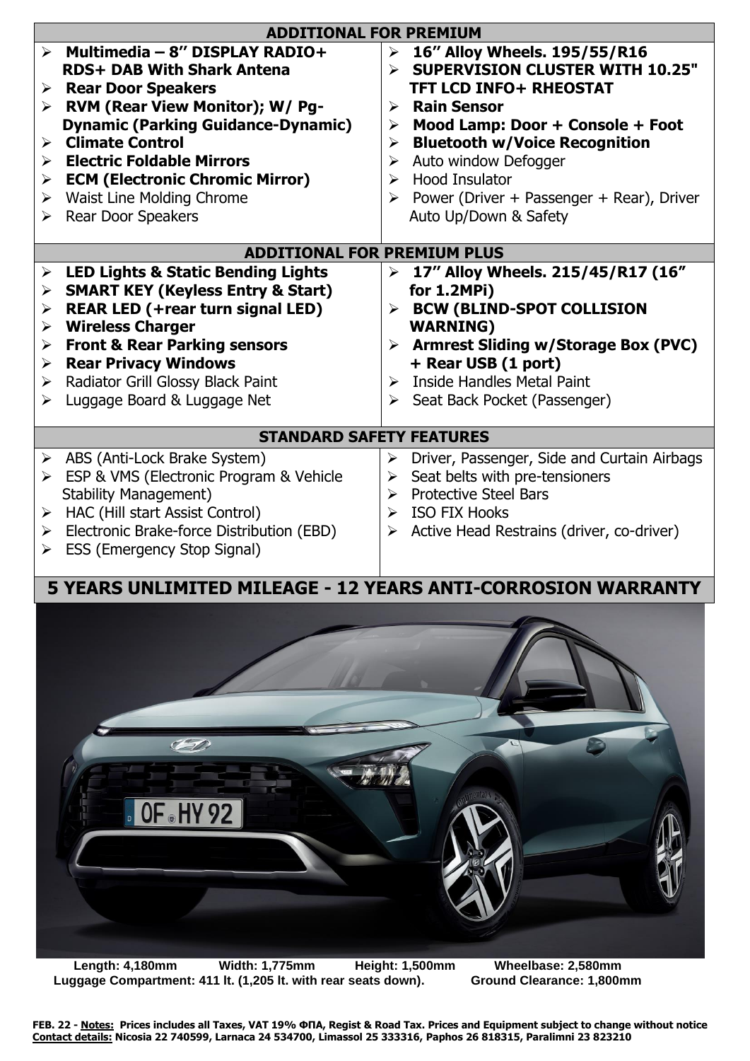## ADDITIONAL FOR PREMIUM

- **Multimedia – 8'' DISPLAY RADIO+ RDS+ DAB With Shark Antena**
- **Rear Door Speakers**
- **RVM (Rear View Monitor); W/ Pg-Dynamic (Parking Guidance-Dynamic)**
- **Climate Control**
- **Electric Foldable Mirrors**
- **ECM (Electronic Chromic Mirror)**
- Waist Line Molding Chrome
- Rear Door Speakers
- **16'' Alloy Wheels. 195/55/R16**
- **SUPERVISION CLUSTER WITH 10.25" TFT LCD INFO+ RHEOSTAT**
- **Rain Sensor**
- **Mood Lamp: Door + Console + Foot**
- **Bluetooth w/Voice Recognition**
- Auto window Defogger
- Hood Insulator
- Power (Driver + Passenger + Rear), Driver Auto Up/Down & Safety

## ADDITIONAL FOR PREMIUM PLUS

- **LED Lights & Static Bending Lights**
- **SMART KEY (Keyless Entry & Start)**
- **REAR LED (+rear turn signal LED)**
- **Wireless Charger**
- **Front & Rear Parking sensors**
- **Rear Privacy Windows**
- Radiator Grill Glossy Black Paint
- Luggage Board & Luggage Net
- **17'' Alloy Wheels. 215/45/R17 (16'' for 1.2MPi)**
- **BCW (BLIND-SPOT COLLISION WARNING)**
- **Armrest Sliding w/Storage Box (PVC) + Rear USB (1 port)**
- Inside Handles Metal Paint
- Seat Back Pocket (Passenger)

## STANDARD SAFETY FEATURES

- ABS (Anti-Lock Brake System)
- ESP & VMS (Electronic Program & Vehicle Stability Management)
- HAC (Hill start Assist Control)
- Electronic Brake-force Distribution (EBD)
- ESS (Emergency Stop Signal)
- Driver, Passenger, Side and Curtain Airbags
- Seat belts with pre-tensioners
- Protective Steel Bars
- ISO FIX Hooks
- Active Head Restrains (driver, co-driver)

## 5 YEARS UNLIMITED MILEAGE - 12 YEARS ANTI-CORROSION WARRANTY

**Length: 4,180mm Width: 1,775mm Height: 1,500mm Wheelbase: 2,580mm**
**Luggage Compartment: 411 lt. (1,205 lt. with rear seats down). Ground Clearance: 1,800mm**

**FEB. 22 - Notes: Prices includes all Taxes, VAT 19% ΦΠΑ, Regist & Road Tax. Prices and Equipment subject to change without notice**
**Contact details: Nicosia 22 740599, Larnaca 24 534700, Limassol 25 333316, Paphos 26 818315, Paralimni 23 823210**